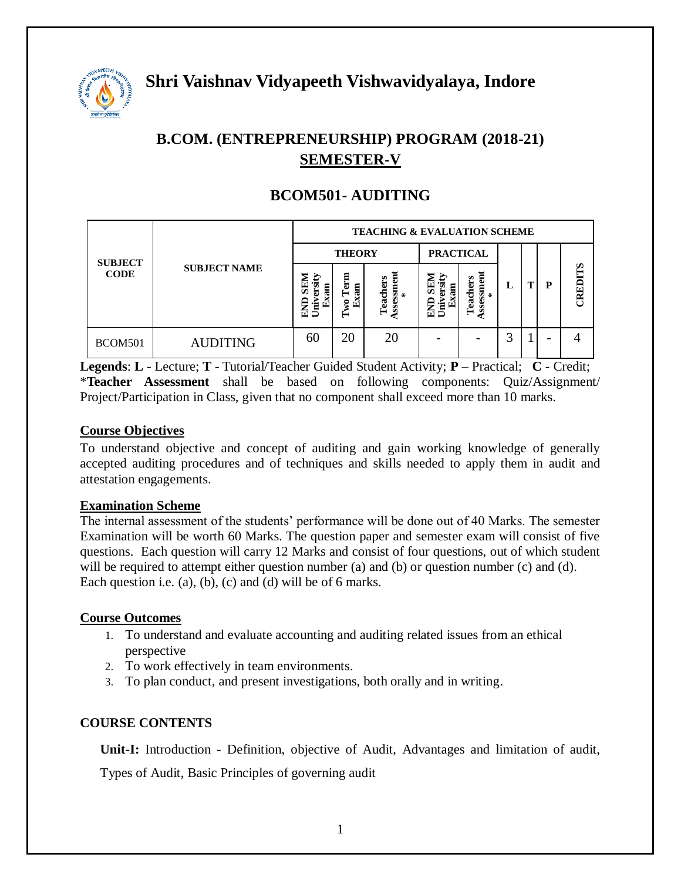# Shri Vaishnav Vidyapeeth Vishwavidyalaya, Indore

## B.COM. (ENTREPRENEURSHIP) PROGRAM (2018-21)
## SEMESTER-V

## BCOM501- AUDITING

| SUBJECT CODE | SUBJECT NAME | TEACHING & EVALUATION SCHEME | | | | | | | | |
|---|---|---|---|---|---|---|---|---|---|---|
| | | THEORY | | | PRACTICAL | | | | | |
| | | END SEM University Exam | Two Term Exam | Teachers Assessment* | END SEM University Exam | Teachers Assessment* | L | T | P | CREDITS |
| BCOM501 | AUDITING | 60 | 20 | 20 | - | - | 3 | 1 | - | 4 |

**Legends**: **L** - Lecture; **T** - Tutorial/Teacher Guided Student Activity; **P** – Practical; **C** - Credit;
\***Teacher Assessment** shall be based on following components: Quiz/Assignment/ Project/Participation in Class, given that no component shall exceed more than 10 marks.

### Course Objectives

To understand objective and concept of auditing and gain working knowledge of generally accepted auditing procedures and of techniques and skills needed to apply them in audit and attestation engagements.

### Examination Scheme

The internal assessment of the students' performance will be done out of 40 Marks. The semester Examination will be worth 60 Marks. The question paper and semester exam will consist of five questions. Each question will carry 12 Marks and consist of four questions, out of which student will be required to attempt either question number (a) and (b) or question number (c) and (d). Each question i.e. (a), (b), (c) and (d) will be of 6 marks.

### Course Outcomes

1. To understand and evaluate accounting and auditing related issues from an ethical perspective
2. To work effectively in team environments.
3. To plan conduct, and present investigations, both orally and in writing.

### COURSE CONTENTS

**Unit-I:** Introduction - Definition, objective of Audit, Advantages and limitation of audit, Types of Audit, Basic Principles of governing audit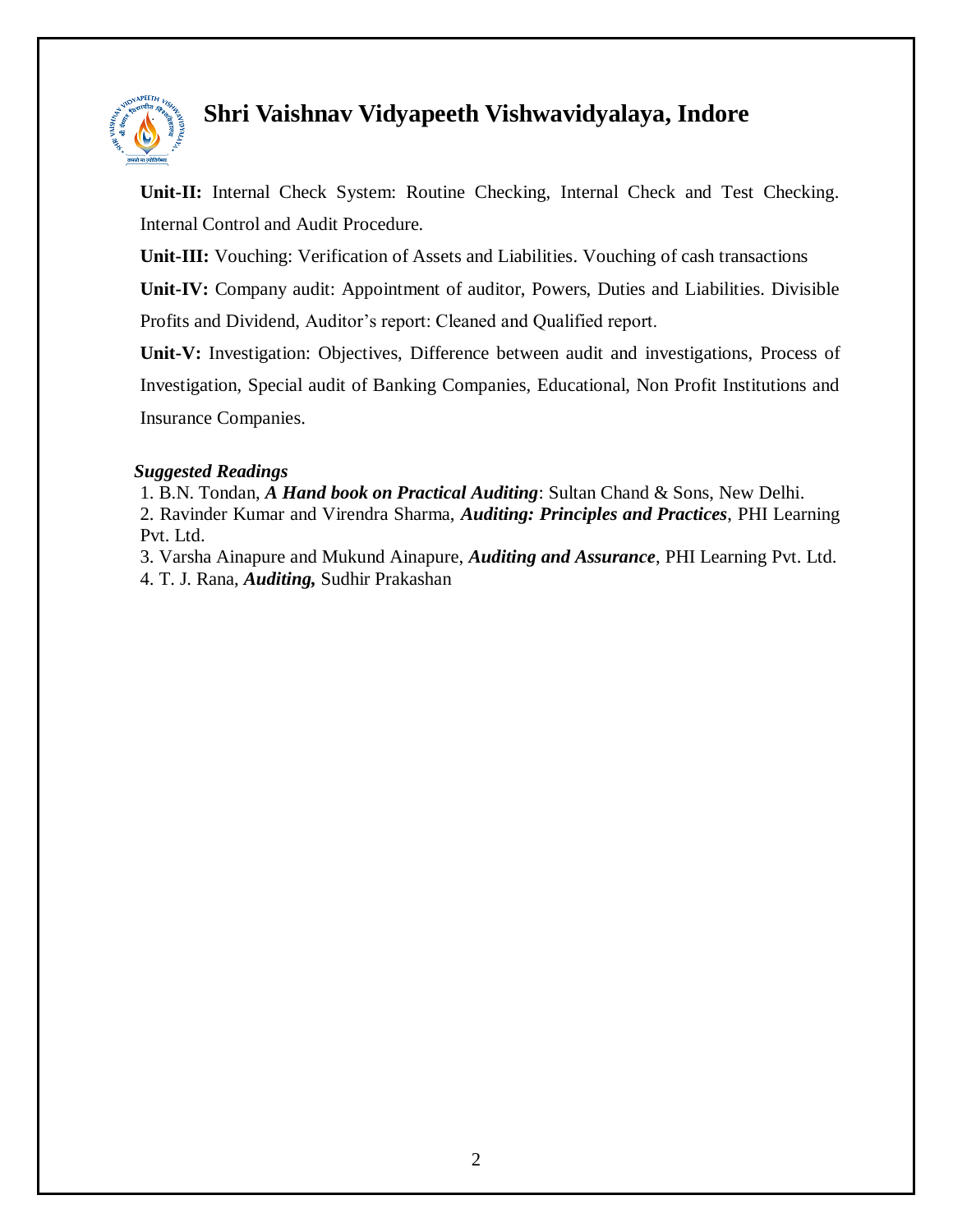**Unit-II:** Internal Check System: Routine Checking, Internal Check and Test Checking. Internal Control and Audit Procedure.

**Unit-III:** Vouching: Verification of Assets and Liabilities. Vouching of cash transactions

**Unit-IV:** Company audit: Appointment of auditor, Powers, Duties and Liabilities. Divisible Profits and Dividend, Auditor's report: Cleaned and Qualified report.

**Unit-V:** Investigation: Objectives, Difference between audit and investigations, Process of Investigation, Special audit of Banking Companies, Educational, Non Profit Institutions and Insurance Companies.

***Suggested Readings***

1. B.N. Tondan, ***A Hand book on Practical Auditing***: Sultan Chand & Sons, New Delhi.
2. Ravinder Kumar and Virendra Sharma, ***Auditing: Principles and Practices***, PHI Learning Pvt. Ltd.
3. Varsha Ainapure and Mukund Ainapure, ***Auditing and Assurance***, PHI Learning Pvt. Ltd.
4. T. J. Rana, ***Auditing,*** Sudhir Prakashan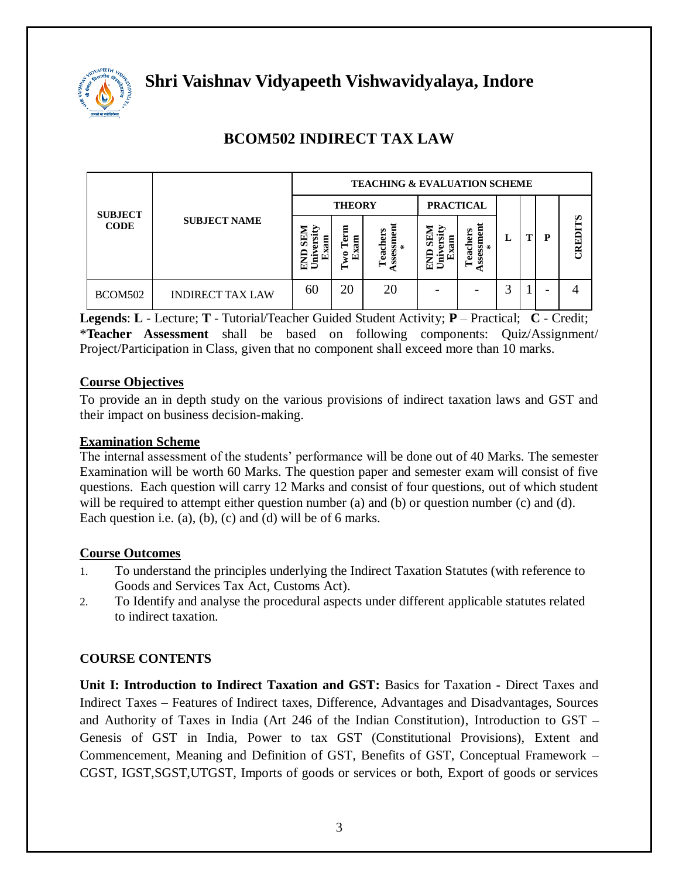# Shri Vaishnav Vidyapeeth Vishwavidyalaya, Indore

## BCOM502 INDIRECT TAX LAW

| SUBJECT CODE | SUBJECT NAME | TEACHING & EVALUATION SCHEME | | | | | | | | |
|---|---|---|---|---|---|---|---|---|---|---|
| | | THEORY | | | PRACTICAL | | L | T | P | CREDITS |
| | | END SEM University Exam | Two Term Exam | Teachers Assessment * | END SEM University Exam | Teachers Assessment * | | | | |
| BCOM502 | INDIRECT TAX LAW | 60 | 20 | 20 | - | - | 3 | 1 | - | 4 |

**Legends**: **L** - Lecture; **T** - Tutorial/Teacher Guided Student Activity; **P** – Practical; **C** - Credit;
***Teacher Assessment** shall be based on following components: Quiz/Assignment/ Project/Participation in Class, given that no component shall exceed more than 10 marks.

### Course Objectives

To provide an in depth study on the various provisions of indirect taxation laws and GST and their impact on business decision-making.

### Examination Scheme

The internal assessment of the students' performance will be done out of 40 Marks. The semester Examination will be worth 60 Marks. The question paper and semester exam will consist of five questions. Each question will carry 12 Marks and consist of four questions, out of which student will be required to attempt either question number (a) and (b) or question number (c) and (d). Each question i.e. (a), (b), (c) and (d) will be of 6 marks.

### Course Outcomes

1. To understand the principles underlying the Indirect Taxation Statutes (with reference to Goods and Services Tax Act, Customs Act).
2. To Identify and analyse the procedural aspects under different applicable statutes related to indirect taxation.

### COURSE CONTENTS

**Unit I: Introduction to Indirect Taxation and GST:** Basics for Taxation **-** Direct Taxes and Indirect Taxes – Features of Indirect taxes, Difference, Advantages and Disadvantages, Sources and Authority of Taxes in India (Art 246 of the Indian Constitution), Introduction to GST **–** Genesis of GST in India, Power to tax GST (Constitutional Provisions), Extent and Commencement, Meaning and Definition of GST, Benefits of GST, Conceptual Framework – CGST, IGST,SGST,UTGST, Imports of goods or services or both, Export of goods or services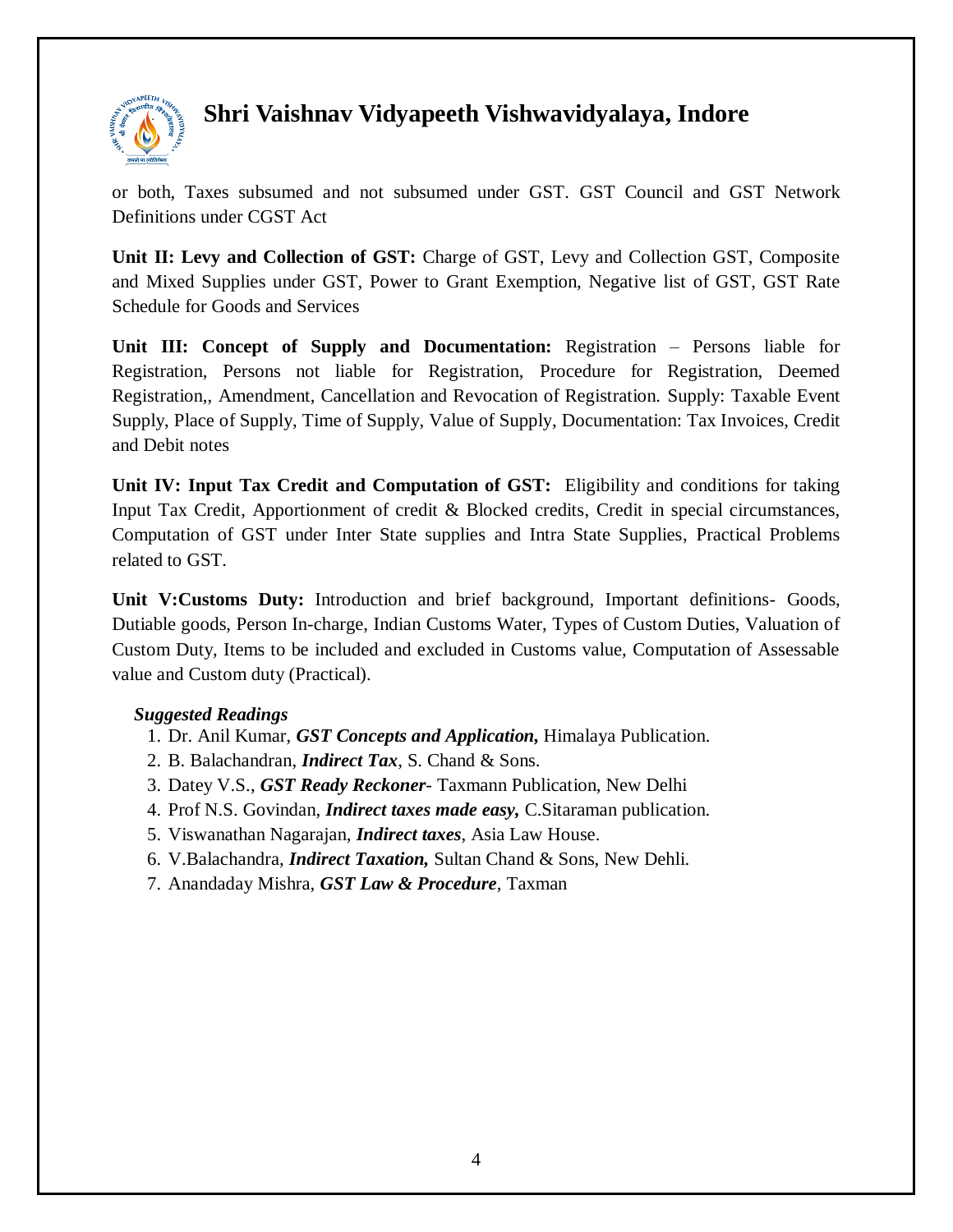or both, Taxes subsumed and not subsumed under GST. GST Council and GST Network Definitions under CGST Act

**Unit II: Levy and Collection of GST:** Charge of GST, Levy and Collection GST, Composite and Mixed Supplies under GST, Power to Grant Exemption, Negative list of GST, GST Rate Schedule for Goods and Services

**Unit III: Concept of Supply and Documentation:** Registration – Persons liable for Registration, Persons not liable for Registration, Procedure for Registration, Deemed Registration,, Amendment, Cancellation and Revocation of Registration. Supply: Taxable Event Supply, Place of Supply, Time of Supply, Value of Supply, Documentation: Tax Invoices, Credit and Debit notes

**Unit IV: Input Tax Credit and Computation of GST:** Eligibility and conditions for taking Input Tax Credit, Apportionment of credit & Blocked credits, Credit in special circumstances, Computation of GST under Inter State supplies and Intra State Supplies, Practical Problems related to GST.

**Unit V:Customs Duty:** Introduction and brief background, Important definitions- Goods, Dutiable goods, Person In-charge, Indian Customs Water, Types of Custom Duties, Valuation of Custom Duty, Items to be included and excluded in Customs value, Computation of Assessable value and Custom duty (Practical).

***Suggested Readings***

1. Dr. Anil Kumar, ***GST Concepts and Application,*** Himalaya Publication.
2. B. Balachandran, ***Indirect Tax***, S. Chand & Sons.
3. Datey V.S., ***GST Ready Reckoner***- Taxmann Publication, New Delhi
4. Prof N.S. Govindan, ***Indirect taxes made easy,*** C.Sitaraman publication.
5. Viswanathan Nagarajan, ***Indirect taxes***, Asia Law House.
6. V.Balachandra, ***Indirect Taxation,*** Sultan Chand & Sons, New Dehli.
7. Anandaday Mishra, ***GST Law & Procedure***, Taxman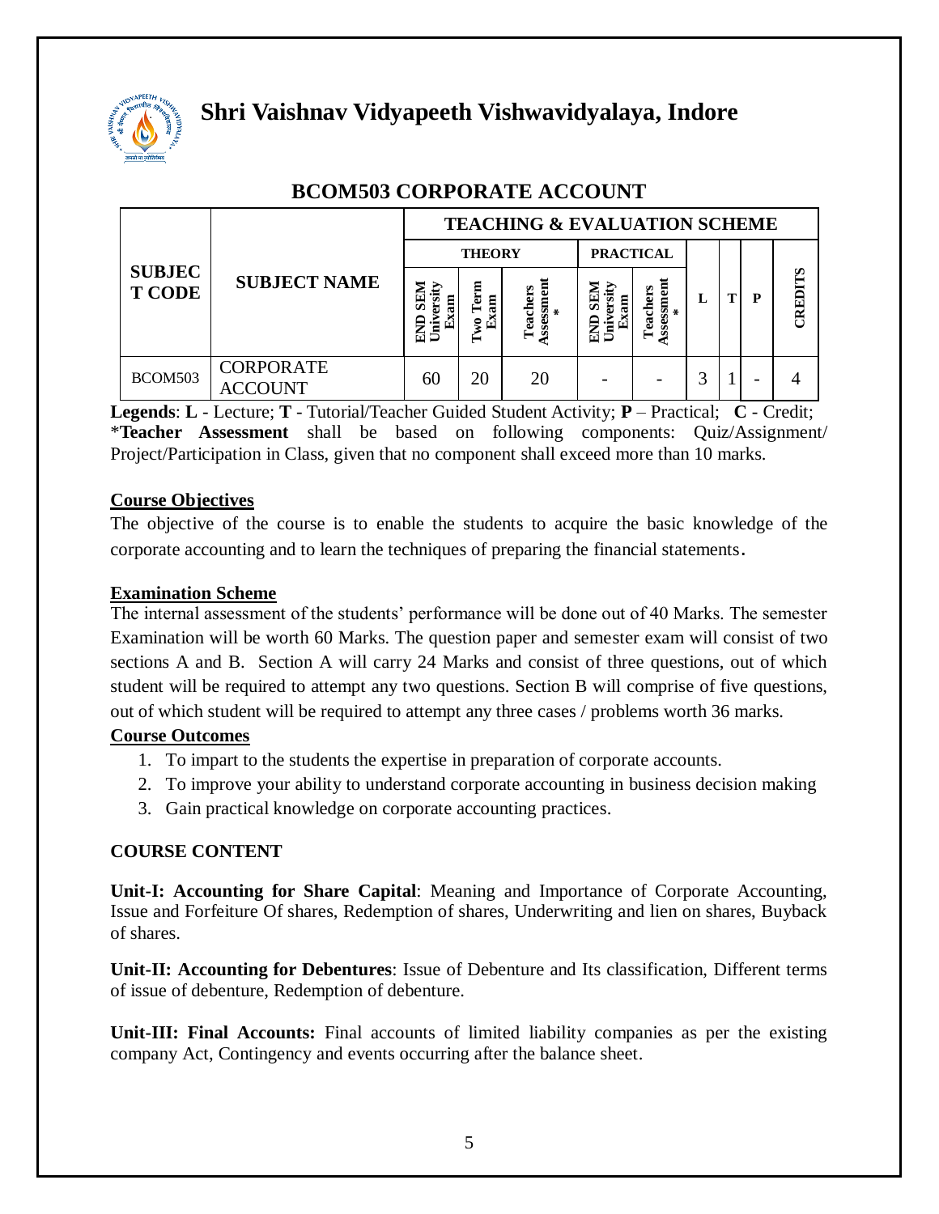# Shri Vaishnav Vidyapeeth Vishwavidyalaya, Indore

## BCOM503 CORPORATE ACCOUNT

| SUBJECT CODE | SUBJECT NAME | TEACHING & EVALUATION SCHEME | | | | | | | | |
|---|---|---|---|---|---|---|---|---|---|---|
| | | THEORY | | | PRACTICAL | | | | | |
| | | END SEM University Exam | Two Term Exam | Teachers Assessment* | END SEM University Exam | Teachers Assessment* | L | T | P | CREDITS |
| BCOM503 | CORPORATE ACCOUNT | 60 | 20 | 20 | - | - | 3 | 1 | - | 4 |

**Legends**: **L** - Lecture; **T** - Tutorial/Teacher Guided Student Activity; **P** – Practical; **C** - Credit;
\***Teacher Assessment** shall be based on following components: Quiz/Assignment/ Project/Participation in Class, given that no component shall exceed more than 10 marks.

**Course Objectives**

The objective of the course is to enable the students to acquire the basic knowledge of the corporate accounting and to learn the techniques of preparing the financial statements.

**Examination Scheme**

The internal assessment of the students' performance will be done out of 40 Marks. The semester Examination will be worth 60 Marks. The question paper and semester exam will consist of two sections A and B. Section A will carry 24 Marks and consist of three questions, out of which student will be required to attempt any two questions. Section B will comprise of five questions, out of which student will be required to attempt any three cases / problems worth 36 marks.

**Course Outcomes**

1. To impart to the students the expertise in preparation of corporate accounts.
2. To improve your ability to understand corporate accounting in business decision making
3. Gain practical knowledge on corporate accounting practices.

**COURSE CONTENT**

**Unit-I: Accounting for Share Capital**: Meaning and Importance of Corporate Accounting, Issue and Forfeiture Of shares, Redemption of shares, Underwriting and lien on shares, Buyback of shares.

**Unit-II: Accounting for Debentures**: Issue of Debenture and Its classification, Different terms of issue of debenture, Redemption of debenture.

**Unit-III: Final Accounts:** Final accounts of limited liability companies as per the existing company Act, Contingency and events occurring after the balance sheet.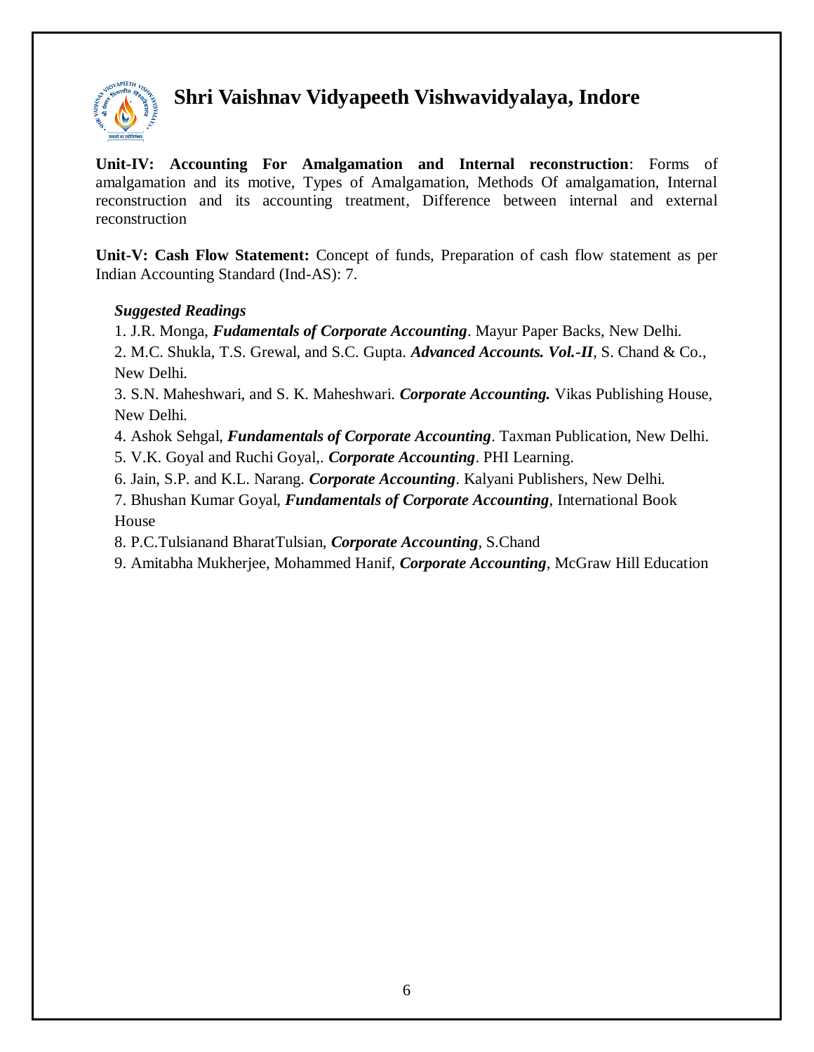**Unit-IV: Accounting For Amalgamation and Internal reconstruction**: Forms of amalgamation and its motive, Types of Amalgamation, Methods Of amalgamation, Internal reconstruction and its accounting treatment, Difference between internal and external reconstruction

**Unit-V: Cash Flow Statement:** Concept of funds, Preparation of cash flow statement as per Indian Accounting Standard (Ind-AS): 7.

***Suggested Readings***

1. J.R. Monga, ***Fudamentals of Corporate Accounting***. Mayur Paper Backs, New Delhi.
2. M.C. Shukla, T.S. Grewal, and S.C. Gupta. ***Advanced Accounts. Vol.-II***, S. Chand & Co., New Delhi.
3. S.N. Maheshwari, and S. K. Maheshwari. ***Corporate Accounting.*** Vikas Publishing House, New Delhi.
4. Ashok Sehgal, ***Fundamentals of Corporate Accounting***. Taxman Publication, New Delhi.
5. V.K. Goyal and Ruchi Goyal,. ***Corporate Accounting***. PHI Learning.
6. Jain, S.P. and K.L. Narang. ***Corporate Accounting***. Kalyani Publishers, New Delhi.
7. Bhushan Kumar Goyal, ***Fundamentals of Corporate Accounting***, International Book House
8. P.C.Tulsianand BharatTulsian, ***Corporate Accounting***, S.Chand
9. Amitabha Mukherjee, Mohammed Hanif, ***Corporate Accounting***, McGraw Hill Education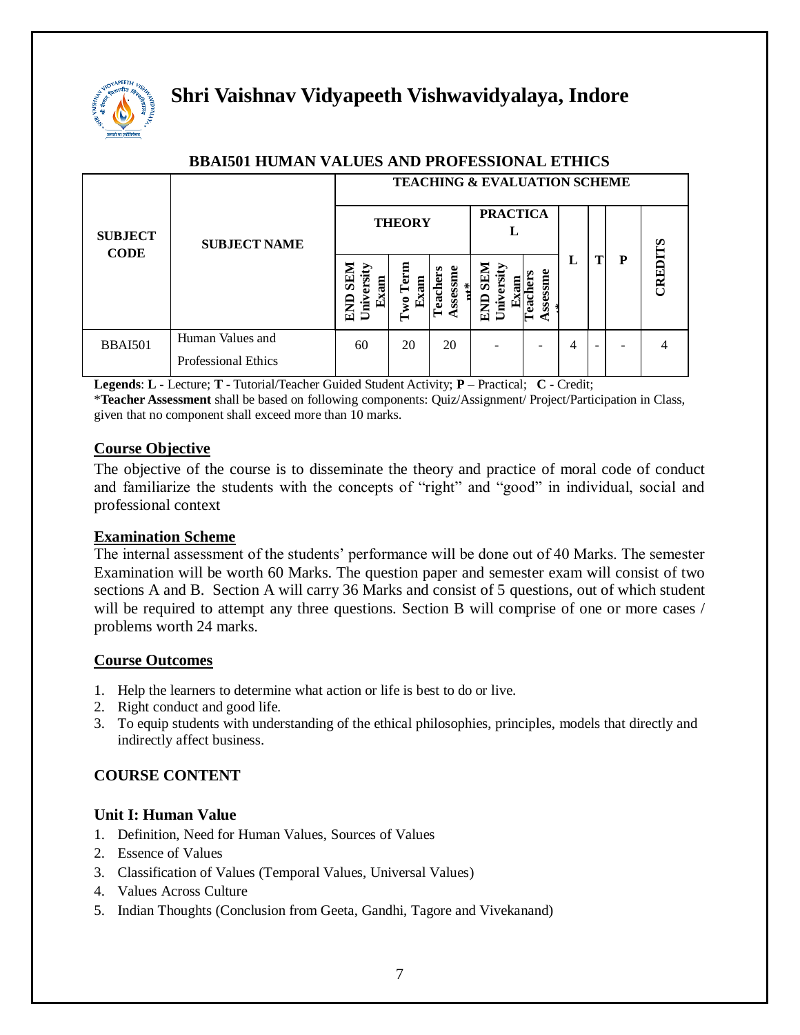# Shri Vaishnav Vidyapeeth Vishwavidyalaya, Indore

## BBAI501 HUMAN VALUES AND PROFESSIONAL ETHICS

| SUBJECT CODE | SUBJECT NAME | TEACHING & EVALUATION SCHEME | | | | | | | | |
|---|---|---|---|---|---|---|---|---|---|---|
| | | THEORY | | | PRACTICAL | | L | T | P | CREDITS |
| | | END SEM University Exam | Two Term Exam | Teachers Assessment* | END SEM University Exam | Teachers Assessment* | | | | |
| BBAI501 | Human Values and Professional Ethics | 60 | 20 | 20 | - | - | 4 | - | - | 4 |

**Legends**: **L** - Lecture; **T** - Tutorial/Teacher Guided Student Activity; **P** – Practical; **C** - Credit;
\***Teacher Assessment** shall be based on following components: Quiz/Assignment/ Project/Participation in Class, given that no component shall exceed more than 10 marks.

### Course Objective

The objective of the course is to disseminate the theory and practice of moral code of conduct and familiarize the students with the concepts of "right" and "good" in individual, social and professional context

### Examination Scheme

The internal assessment of the students' performance will be done out of 40 Marks. The semester Examination will be worth 60 Marks. The question paper and semester exam will consist of two sections A and B. Section A will carry 36 Marks and consist of 5 questions, out of which student will be required to attempt any three questions. Section B will comprise of one or more cases / problems worth 24 marks.

### Course Outcomes

1. Help the learners to determine what action or life is best to do or live.
2. Right conduct and good life.
3. To equip students with understanding of the ethical philosophies, principles, models that directly and indirectly affect business.

### COURSE CONTENT

#### Unit I: Human Value

1. Definition, Need for Human Values, Sources of Values
2. Essence of Values
3. Classification of Values (Temporal Values, Universal Values)
4. Values Across Culture
5. Indian Thoughts (Conclusion from Geeta, Gandhi, Tagore and Vivekanand)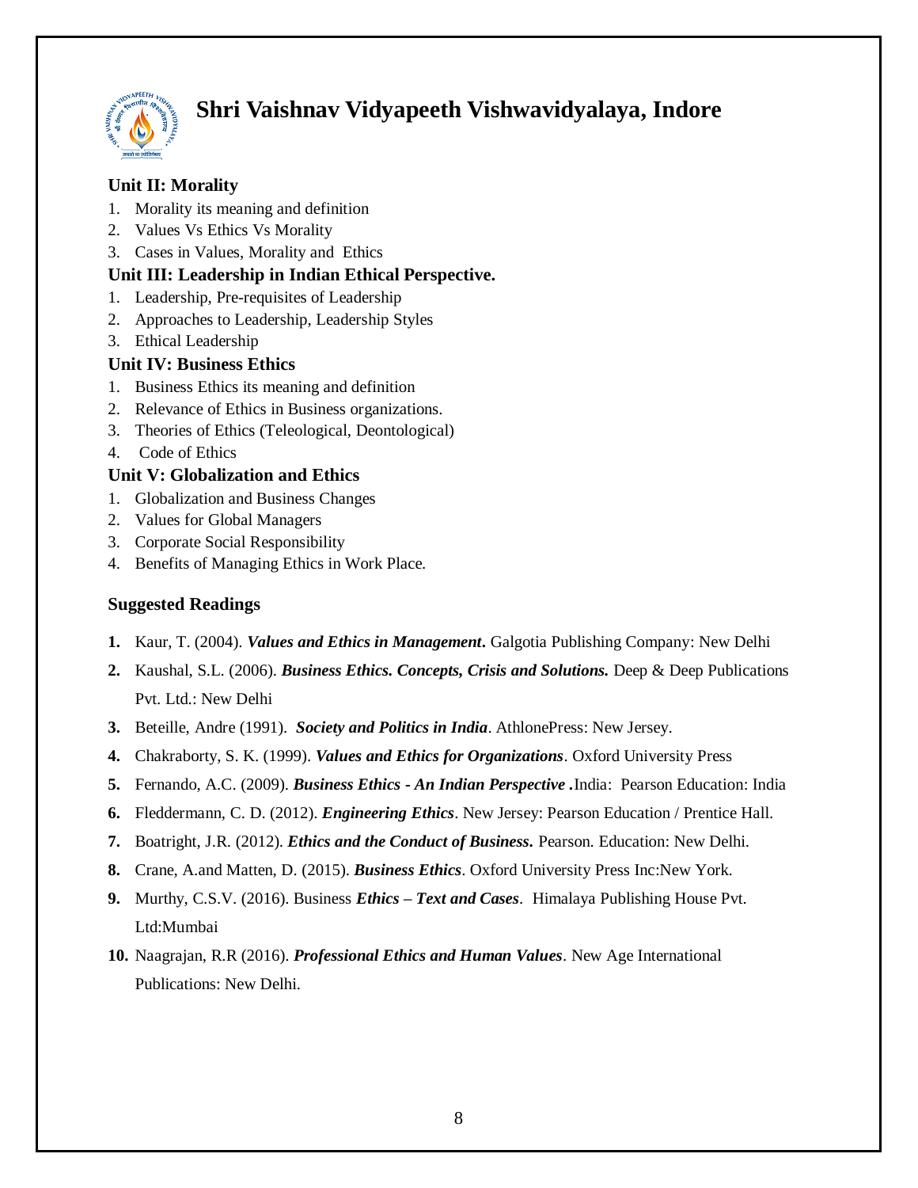## Unit II: Morality

1. Morality its meaning and definition
2. Values Vs Ethics Vs Morality
3. Cases in Values, Morality and Ethics

## Unit III: Leadership in Indian Ethical Perspective.

1. Leadership, Pre-requisites of Leadership
2. Approaches to Leadership, Leadership Styles
3. Ethical Leadership

## Unit IV: Business Ethics

1. Business Ethics its meaning and definition
2. Relevance of Ethics in Business organizations.
3. Theories of Ethics (Teleological, Deontological)
4. Code of Ethics

## Unit V: Globalization and Ethics

1. Globalization and Business Changes
2. Values for Global Managers
3. Corporate Social Responsibility
4. Benefits of Managing Ethics in Work Place.

## Suggested Readings

1. Kaur, T. (2004). ***Values and Ethics in Management*.** Galgotia Publishing Company: New Delhi
2. Kaushal, S.L. (2006). ***Business Ethics. Concepts, Crisis and Solutions.*** Deep & Deep Publications Pvt. Ltd.: New Delhi
3. Beteille, Andre (1991). ***Society and Politics in India***. AthlonePress: New Jersey.
4. Chakraborty, S. K. (1999). ***Values and Ethics for Organizations***. Oxford University Press
5. Fernando, A.C. (2009). ***Business Ethics - An Indian Perspective .***India: Pearson Education: India
6. Fleddermann, C. D. (2012). ***Engineering Ethics***. New Jersey: Pearson Education / Prentice Hall.
7. Boatright, J.R. (2012). ***Ethics and the Conduct of Business.*** Pearson. Education: New Delhi.
8. Crane, A.and Matten, D. (2015). ***Business Ethics***. Oxford University Press Inc:New York.
9. Murthy, C.S.V. (2016). Business ***Ethics – Text and Cases***. Himalaya Publishing House Pvt. Ltd:Mumbai
10. Naagrajan, R.R (2016). ***Professional Ethics and Human Values***. New Age International Publications: New Delhi.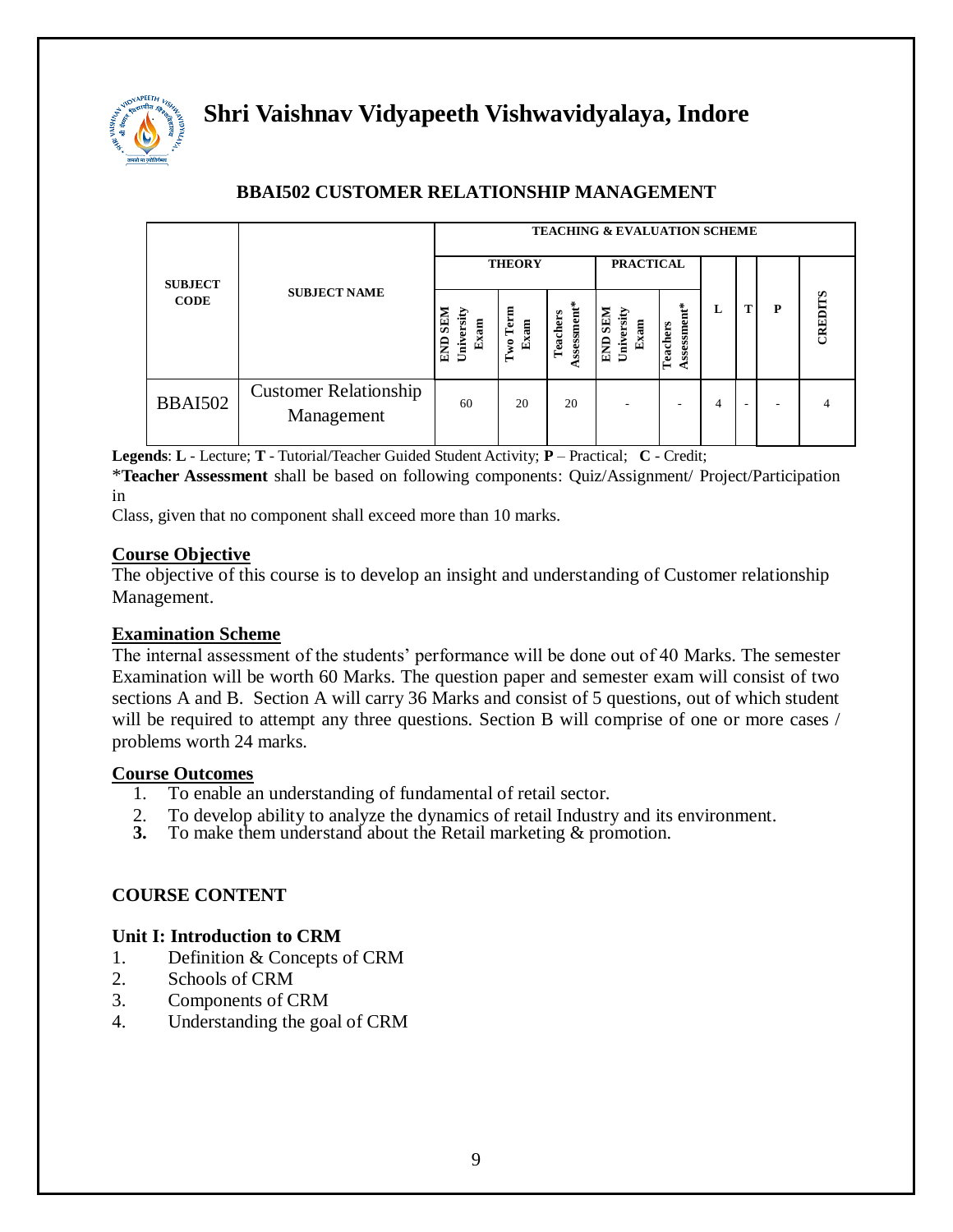# Shri Vaishnav Vidyapeeth Vishwavidyalaya, Indore

## BBAI502 CUSTOMER RELATIONSHIP MANAGEMENT

| SUBJECT CODE | SUBJECT NAME | TEACHING & EVALUATION SCHEME | | | | | | | | |
|---|---|---|---|---|---|---|---|---|---|---|
| | | THEORY | | | PRACTICAL | | L | T | P | CREDITS |
| | | END SEM University Exam | Two Term Exam | Teachers Assessment* | END SEM University Exam | Teachers Assessment* | | | | |
| BBAI502 | Customer Relationship Management | 60 | 20 | 20 | - | - | 4 | - | - | 4 |

**Legends**: **L** - Lecture; **T** - Tutorial/Teacher Guided Student Activity; **P** – Practical; **C** - Credit;

\***Teacher Assessment** shall be based on following components: Quiz/Assignment/ Project/Participation in

Class, given that no component shall exceed more than 10 marks.

### Course Objective

The objective of this course is to develop an insight and understanding of Customer relationship Management.

### Examination Scheme

The internal assessment of the students' performance will be done out of 40 Marks. The semester Examination will be worth 60 Marks. The question paper and semester exam will consist of two sections A and B. Section A will carry 36 Marks and consist of 5 questions, out of which student will be required to attempt any three questions. Section B will comprise of one or more cases / problems worth 24 marks.

### Course Outcomes

1. To enable an understanding of fundamental of retail sector.
2. To develop ability to analyze the dynamics of retail Industry and its environment.
3. To make them understand about the Retail marketing & promotion.

### COURSE CONTENT

**Unit I: Introduction to CRM**

1. Definition & Concepts of CRM
2. Schools of CRM
3. Components of CRM
4. Understanding the goal of CRM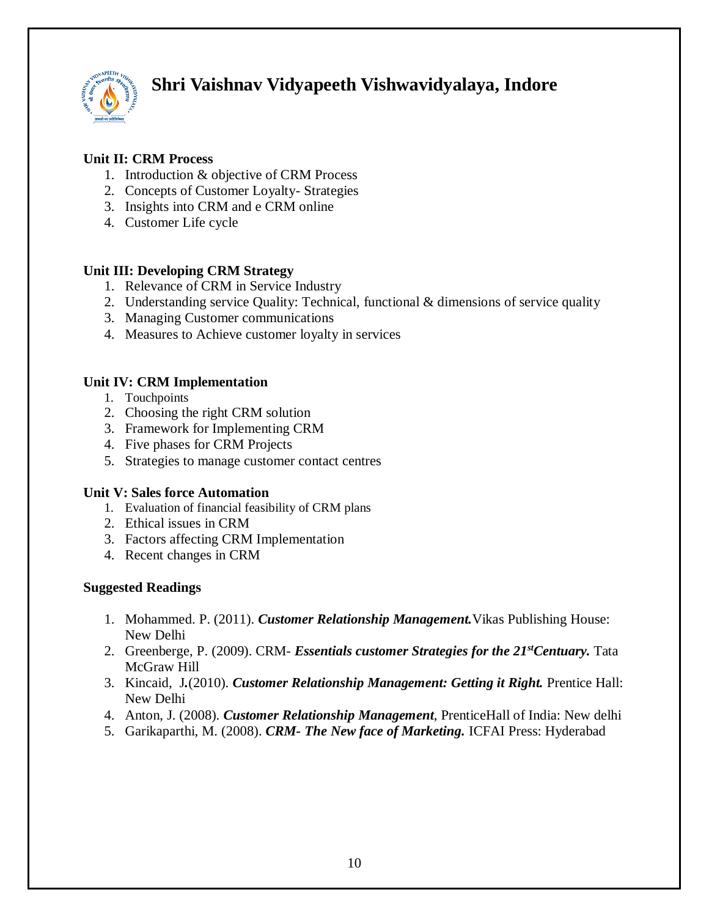# Shri Vaishnav Vidyapeeth Vishwavidyalaya, Indore

**Unit II: CRM Process**

1. Introduction & objective of CRM Process
2. Concepts of Customer Loyalty- Strategies
3. Insights into CRM and e CRM online
4. Customer Life cycle

**Unit III: Developing CRM Strategy**

1. Relevance of CRM in Service Industry
2. Understanding service Quality: Technical, functional & dimensions of service quality
3. Managing Customer communications
4. Measures to Achieve customer loyalty in services

**Unit IV: CRM Implementation**

1. Touchpoints
2. Choosing the right CRM solution
3. Framework for Implementing CRM
4. Five phases for CRM Projects
5. Strategies to manage customer contact centres

**Unit V: Sales force Automation**

1. Evaluation of financial feasibility of CRM plans
2. Ethical issues in CRM
3. Factors affecting CRM Implementation
4. Recent changes in CRM

**Suggested Readings**

1. Mohammed. P. (2011). ***Customer Relationship Management.*** Vikas Publishing House: New Delhi
2. Greenberge, P. (2009). CRM- ***Essentials customer Strategies for the 21st Century.*** Tata McGraw Hill
3. Kincaid, J.(2010). ***Customer Relationship Management: Getting it Right.*** Prentice Hall: New Delhi
4. Anton, J. (2008). ***Customer Relationship Management***, PrenticeHall of India: New delhi
5. Garikaparthi, M. (2008). ***CRM- The New face of Marketing.*** ICFAI Press: Hyderabad